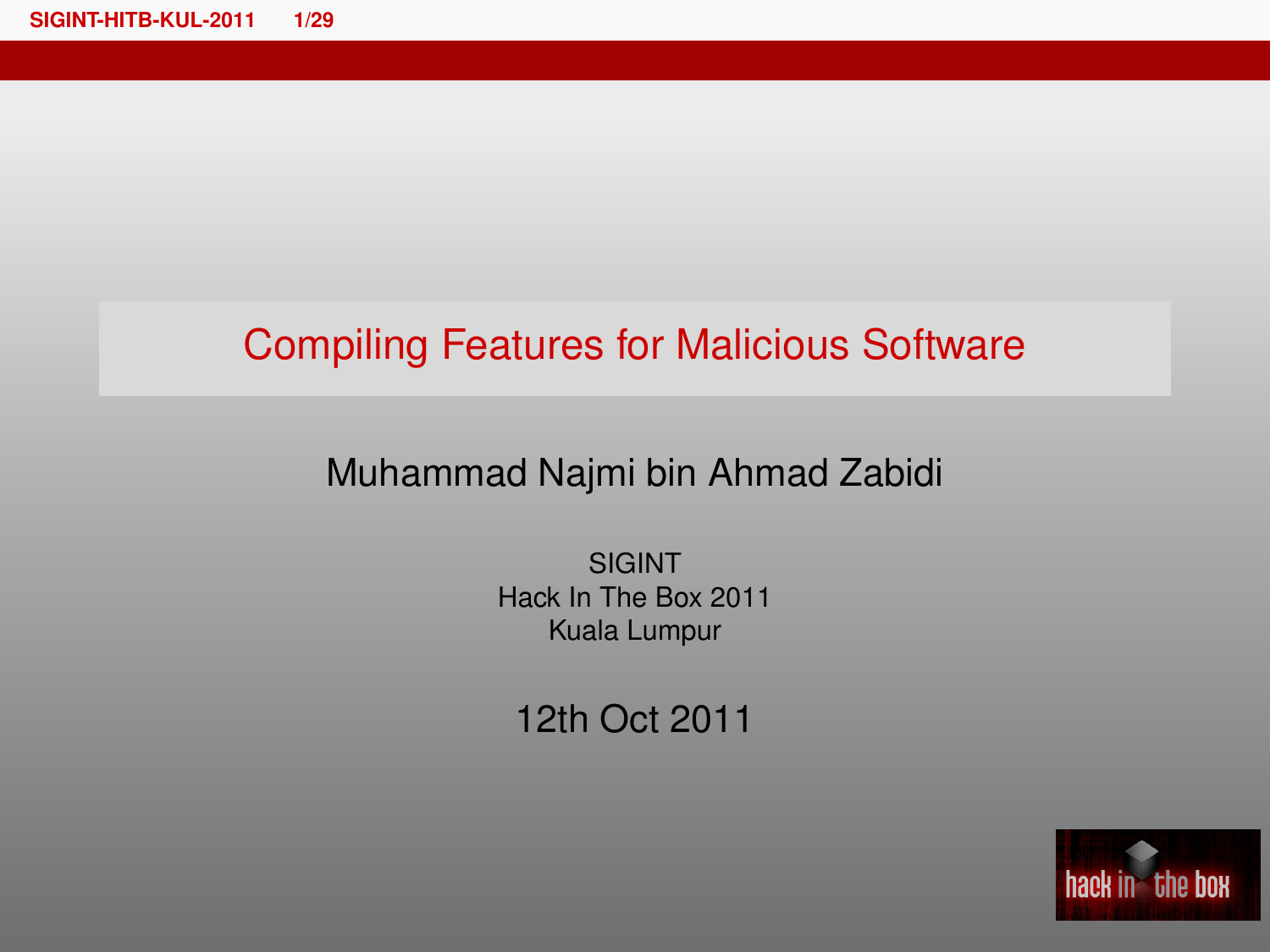# Compiling Features for Malicious Software

Muhammad Najmi bin Ahmad Zabidi

SIGINT
Hack In The Box 2011
Kuala Lumpur

12th Oct 2011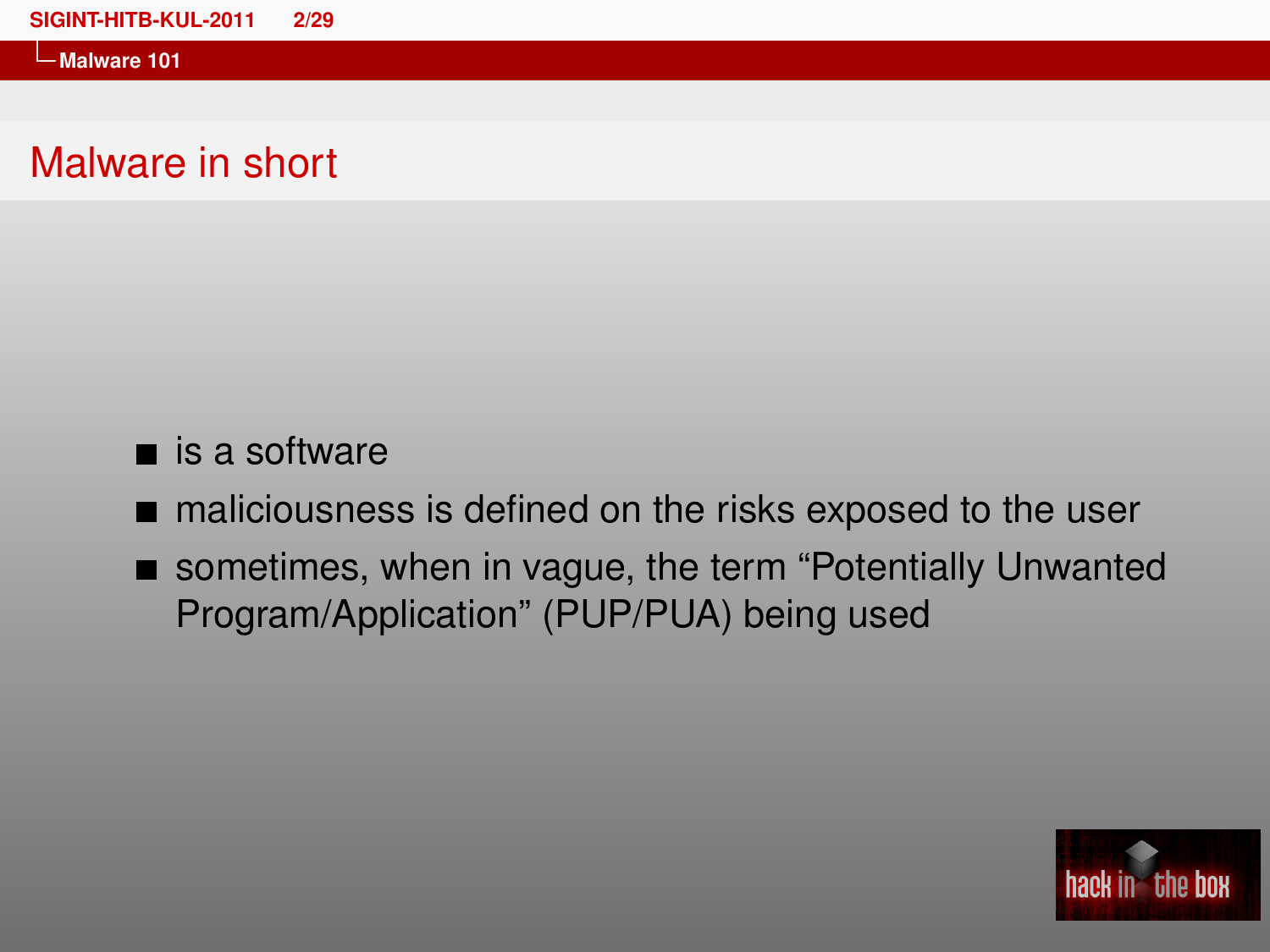## Malware in short

- is a software
- maliciousness is defined on the risks exposed to the user
- sometimes, when in vague, the term “Potentially Unwanted Program/Application” (PUP/PUA) being used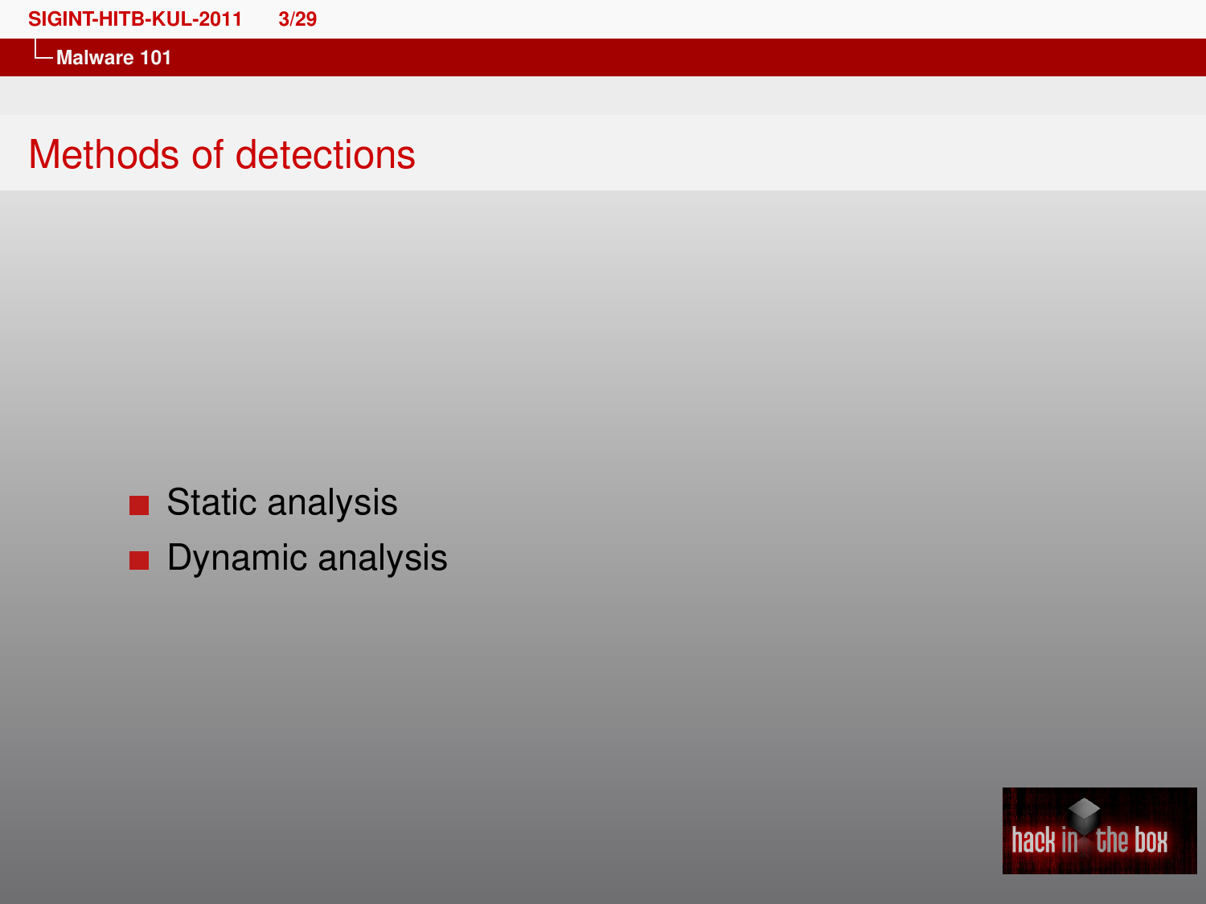## Methods of detections

- Static analysis
- Dynamic analysis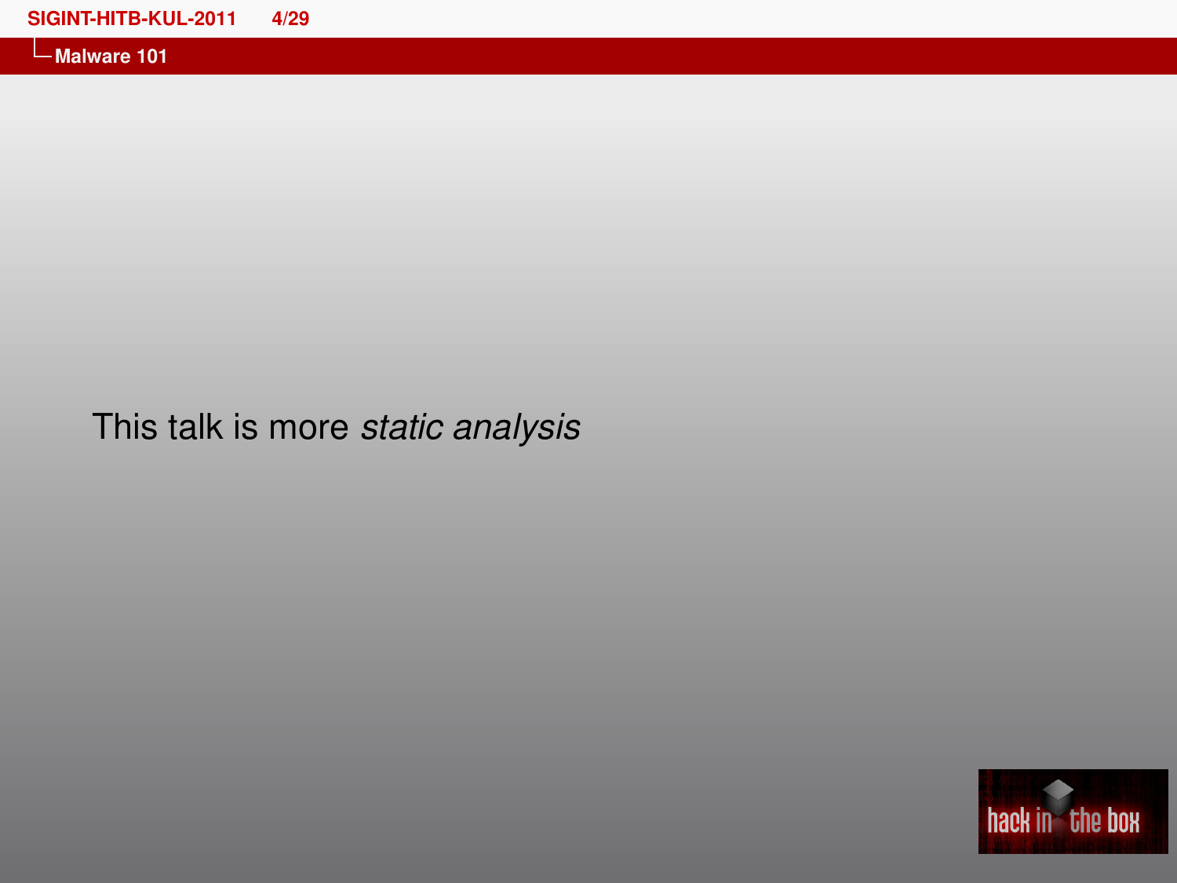## Malware 101

This talk is more *static analysis*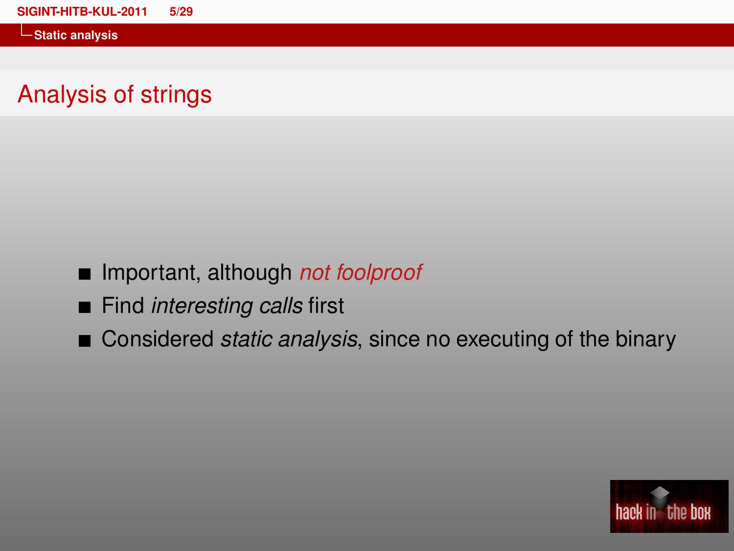## Analysis of strings

- Important, although *not foolproof*
- Find *interesting calls* first
- Considered *static analysis*, since no executing of the binary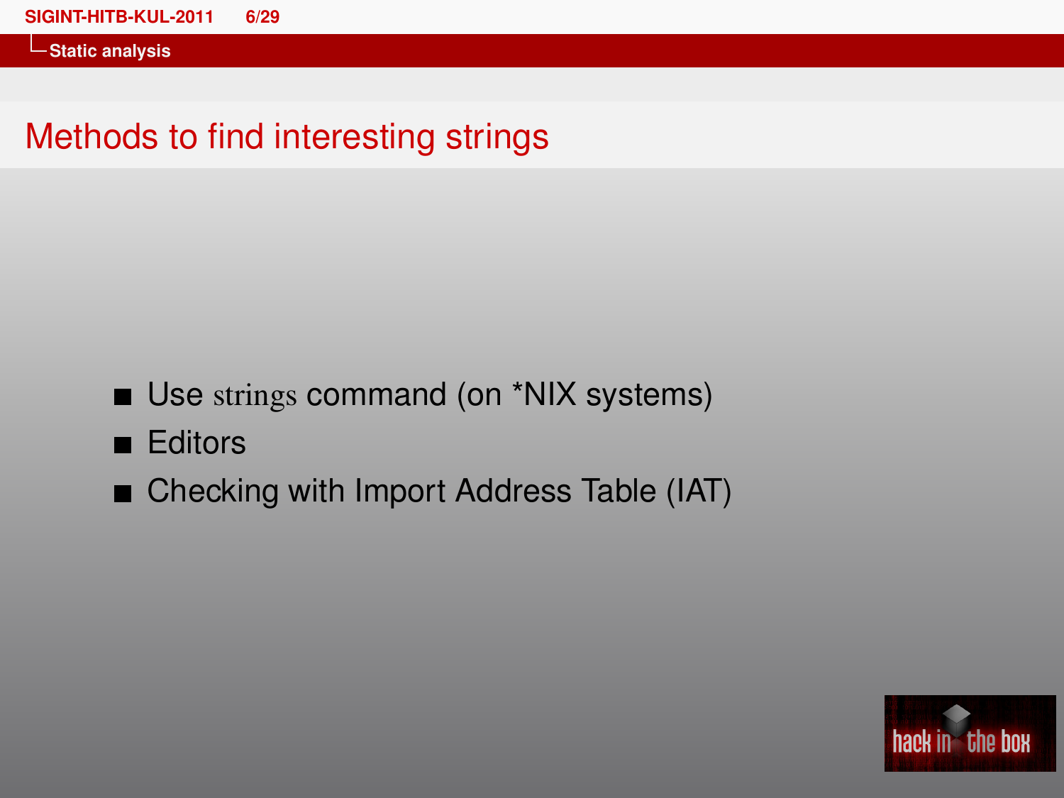## Methods to find interesting strings

- Use strings command (on *NIX systems)
- Editors
- Checking with Import Address Table (IAT)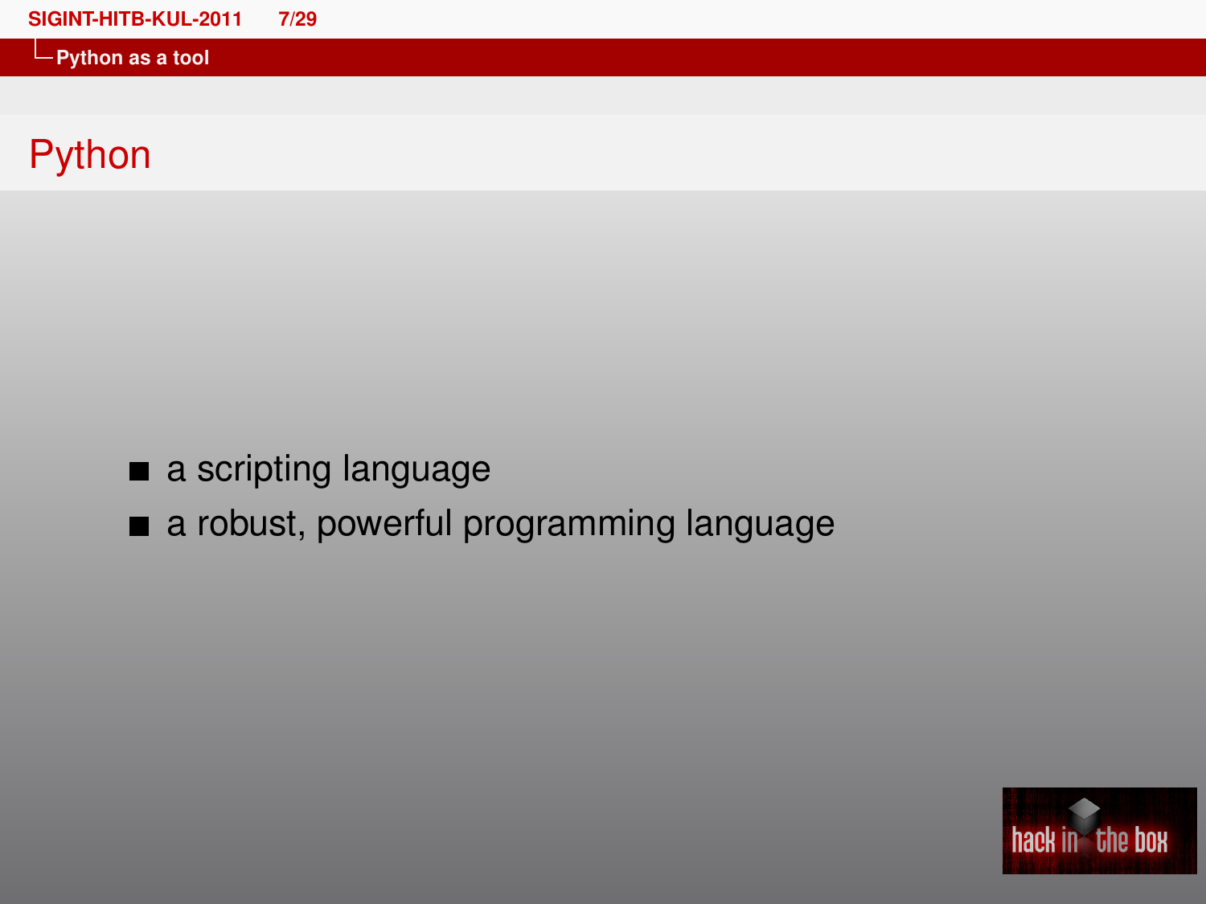# Python

- a scripting language
- a robust, powerful programming language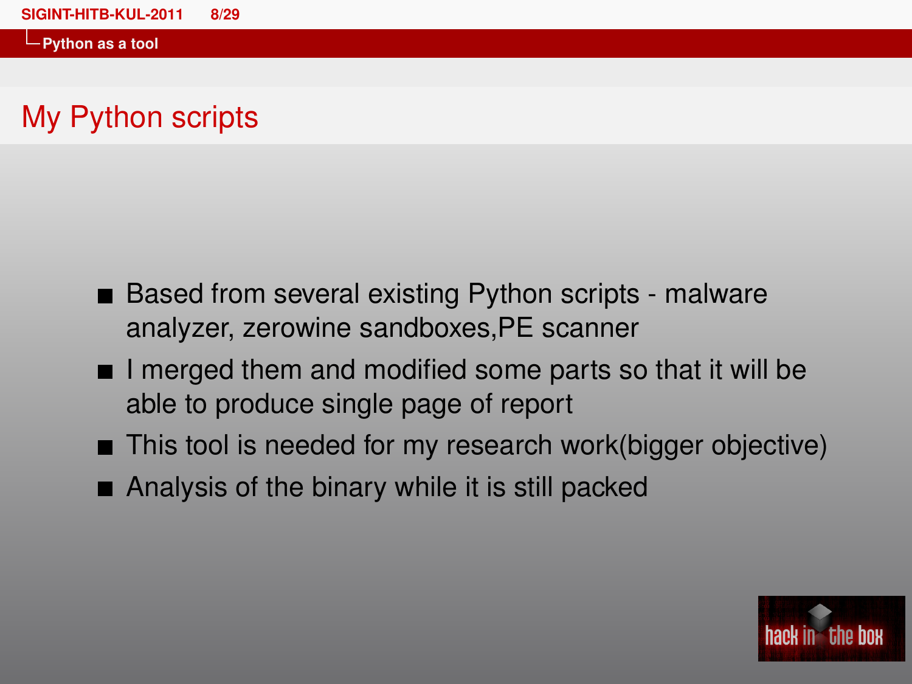## My Python scripts

- Based from several existing Python scripts - malware analyzer, zerowine sandboxes,PE scanner
- I merged them and modified some parts so that it will be able to produce single page of report
- This tool is needed for my research work(bigger objective)
- Analysis of the binary while it is still packed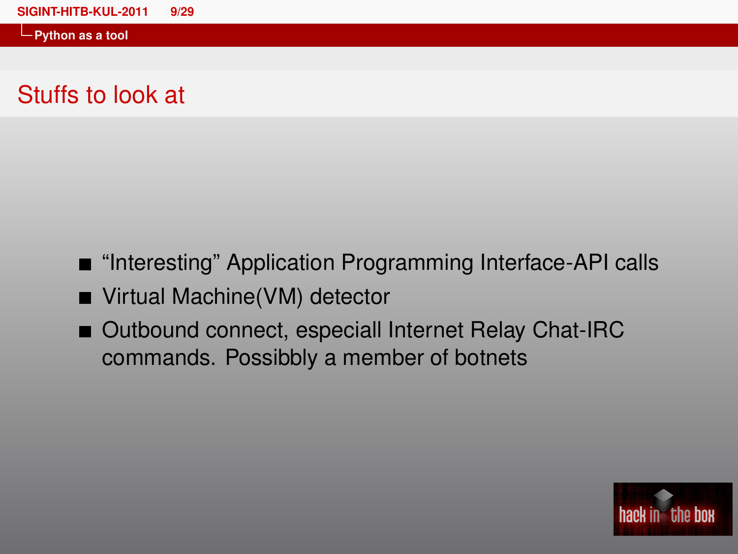## Stuffs to look at

- “Interesting” Application Programming Interface-API calls
- Virtual Machine(VM) detector
- Outbound connect, especiall Internet Relay Chat-IRC commands. Possibbly a member of botnets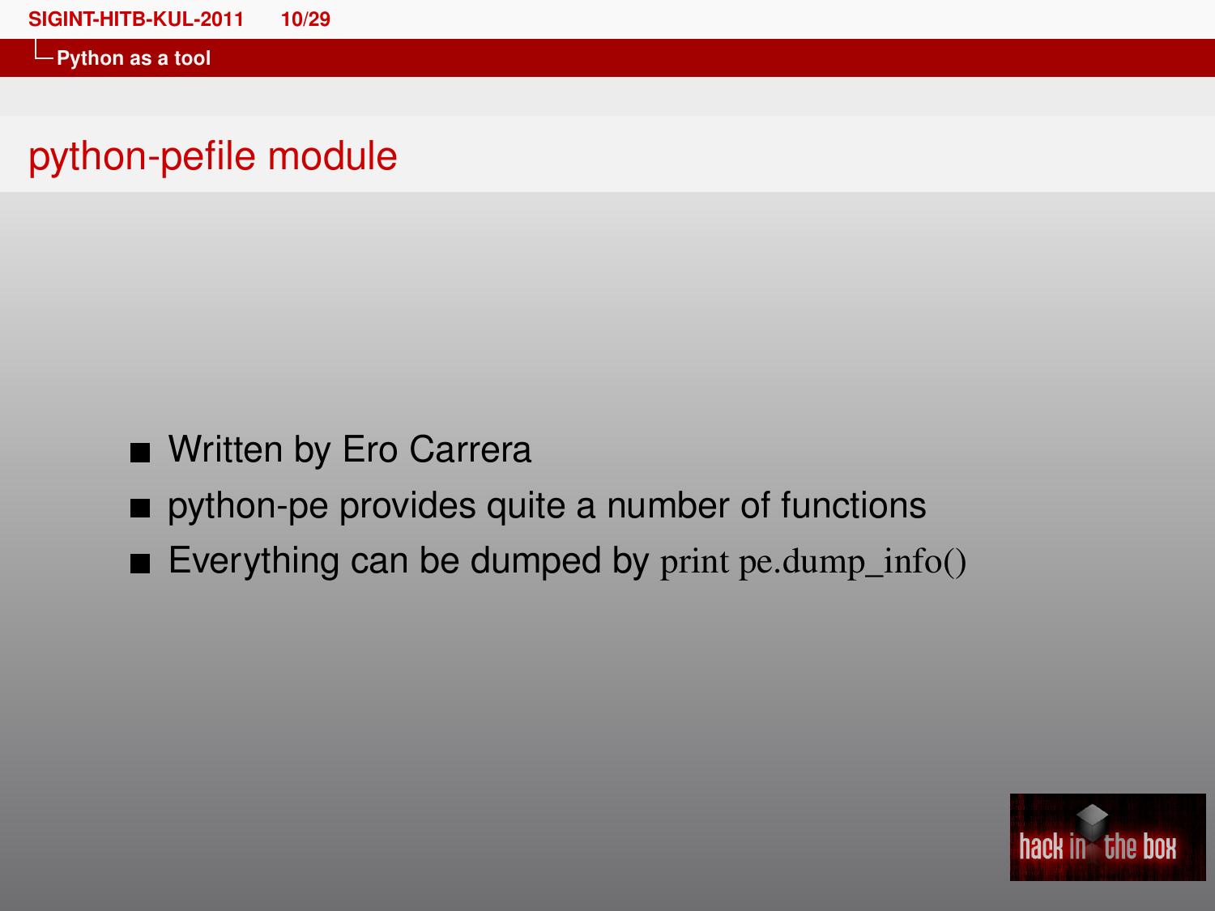## python-pefile module

- Written by Ero Carrera
- python-pe provides quite a number of functions
- Everything can be dumped by `print pe.dump_info()`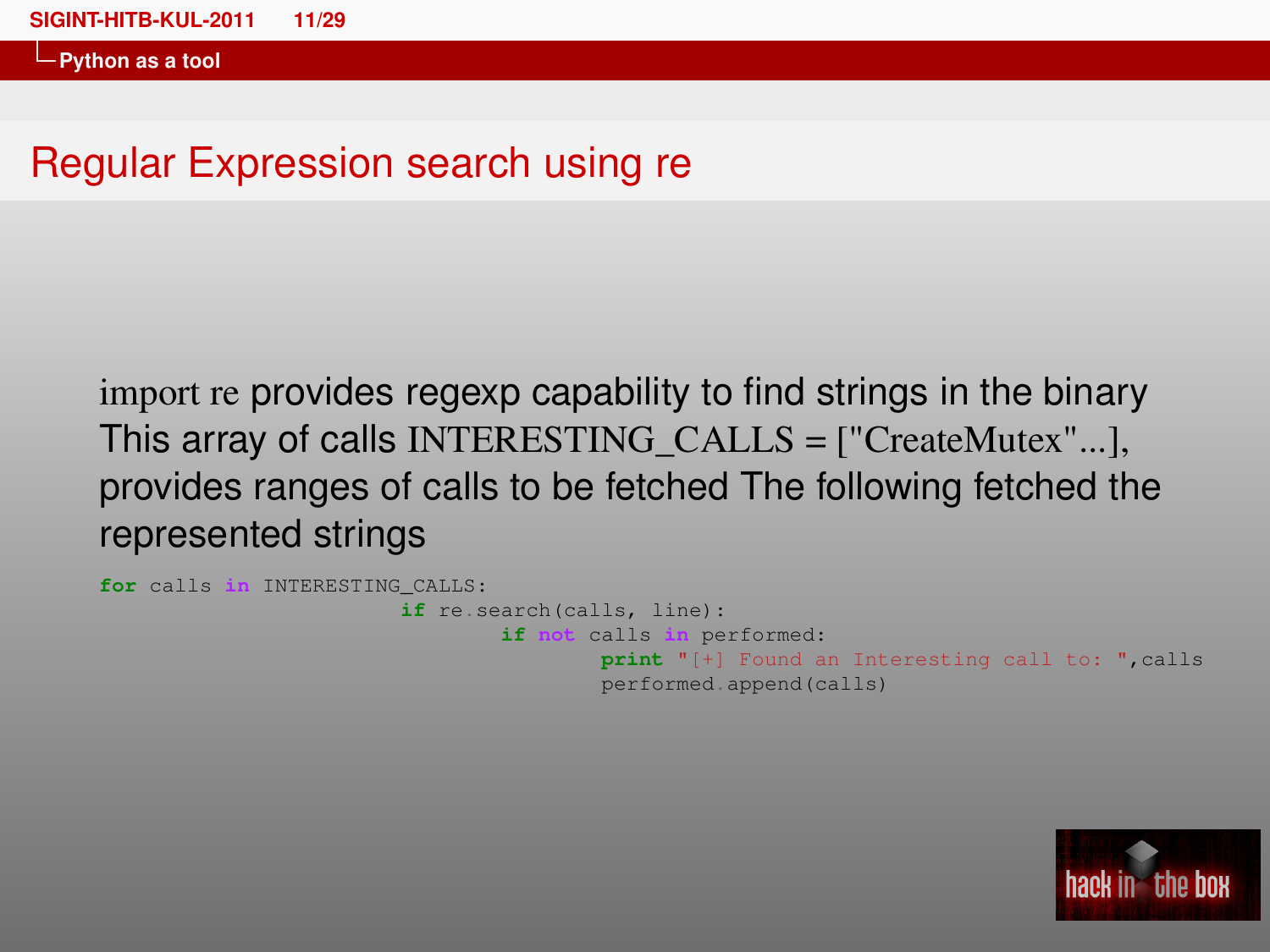## Regular Expression search using re

import re provides regexp capability to find strings in the binary This array of calls INTERESTING_CALLS = ["CreateMutex"...], provides ranges of calls to be fetched The following fetched the represented strings

```
for calls in INTERESTING_CALLS:
                        if re.search(calls, line):
                                if not calls in performed:
                                        print "[+] Found an Interesting call to: ",calls
                                        performed.append(calls)
```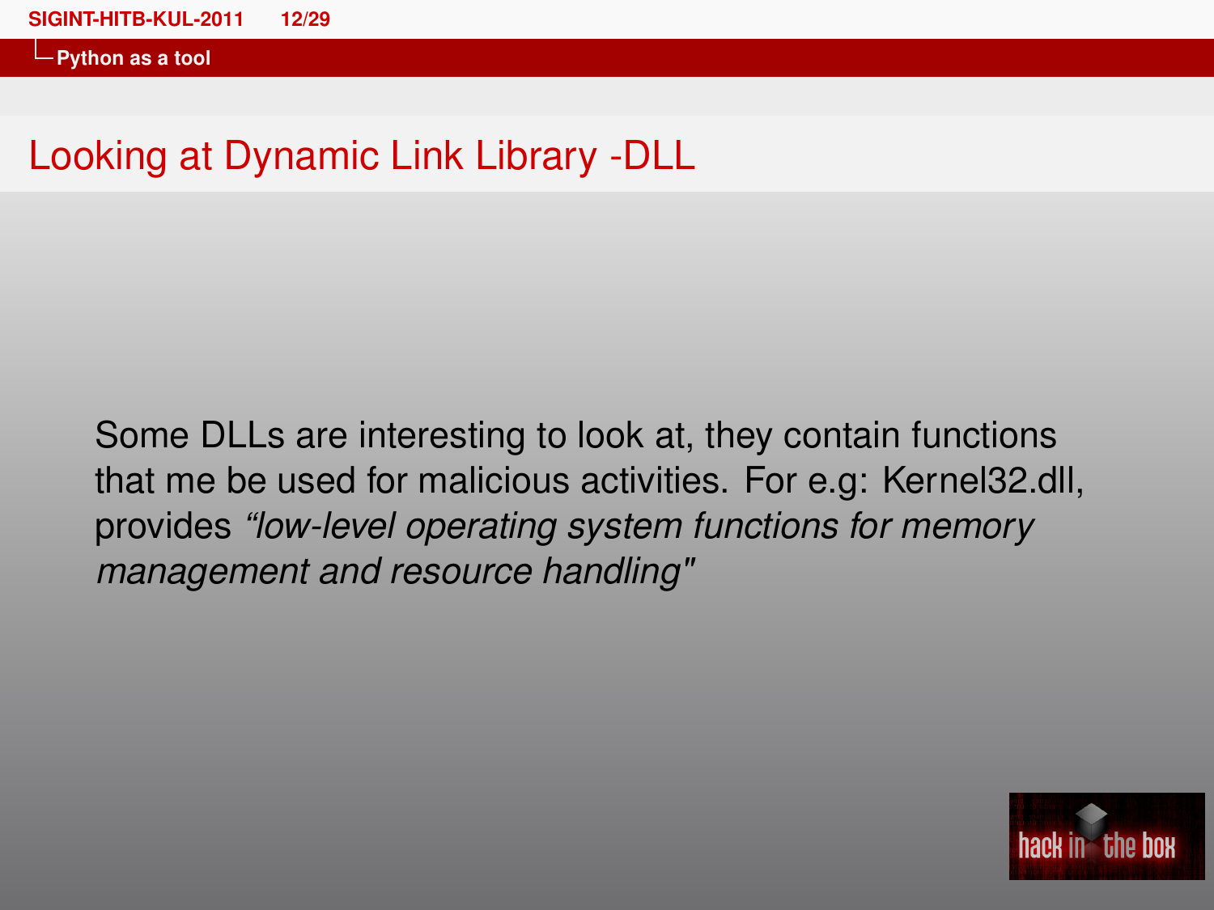## Looking at Dynamic Link Library -DLL

Some DLLs are interesting to look at, they contain functions that me be used for malicious activities. For e.g: Kernel32.dll, provides *“low-level operating system functions for memory management and resource handling"*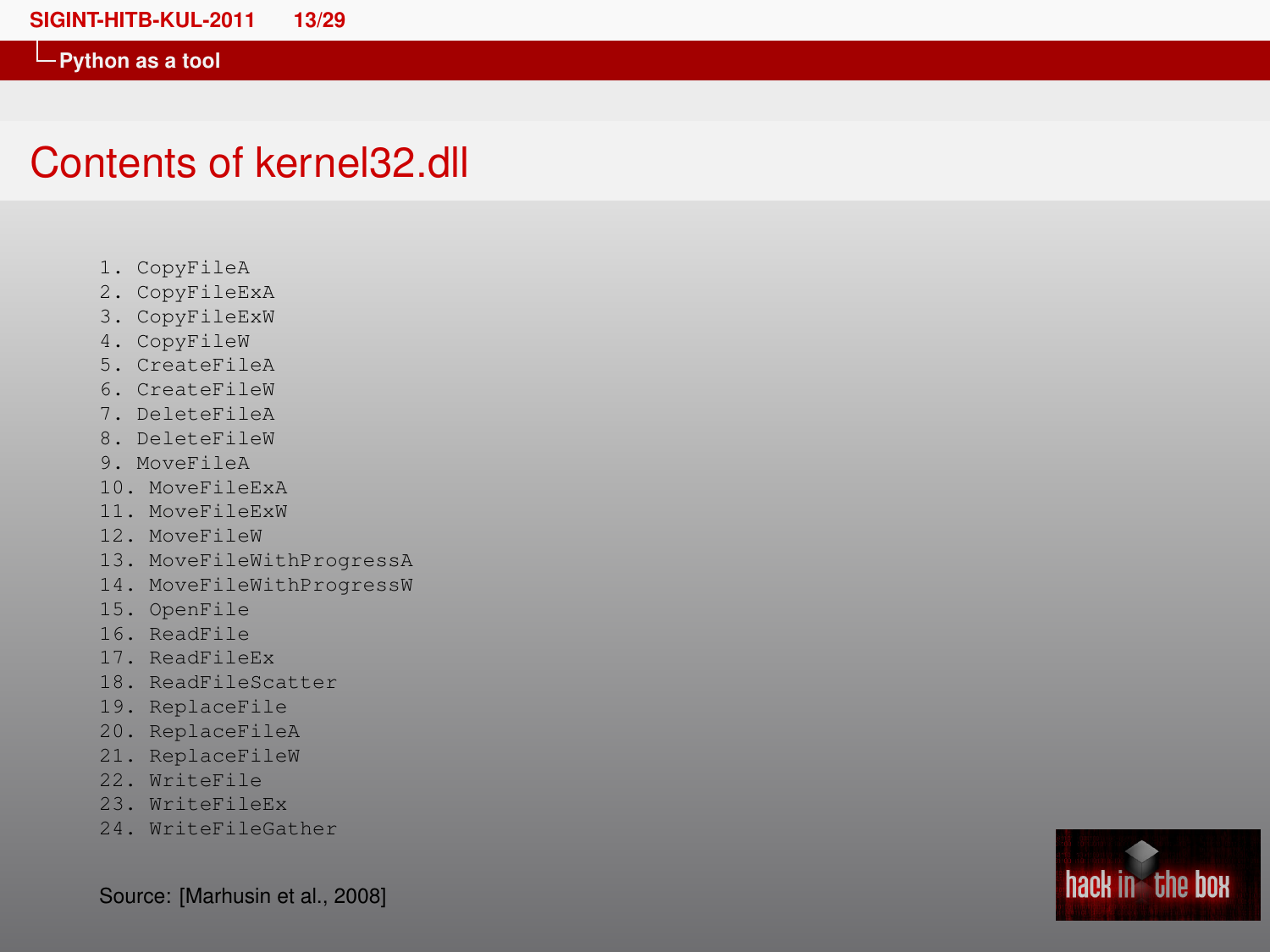# Contents of kernel32.dll

```
1. CopyFileA
2. CopyFileExA
3. CopyFileExW
4. CopyFileW
5. CreateFileA
6. CreateFileW
7. DeleteFileA
8. DeleteFileW
9. MoveFileA
10. MoveFileExA
11. MoveFileExW
12. MoveFileW
13. MoveFileWithProgressA
14. MoveFileWithProgressW
15. OpenFile
16. ReadFile
17. ReadFileEx
18. ReadFileScatter
19. ReplaceFile
20. ReplaceFileA
21. ReplaceFileW
22. WriteFile
23. WriteFileEx
24. WriteFileGather
```

Source: [Marhusin et al., 2008]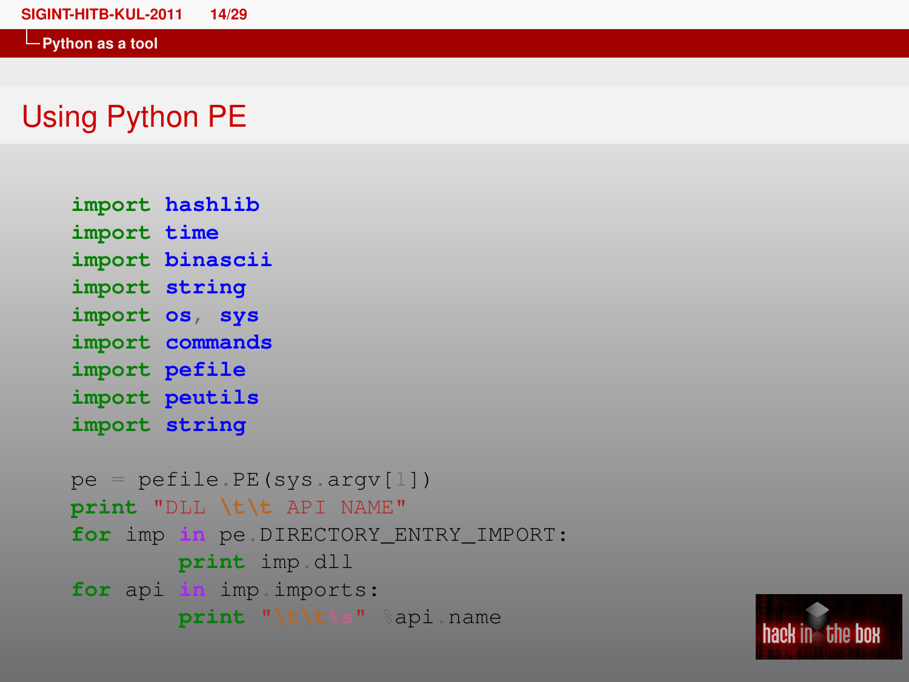## Using Python PE

```
import hashlib
import time
import binascii
import string
import os, sys
import commands
import pefile
import peutils
import string

pe = pefile.PE(sys.argv[1])
print "DLL \t\t API NAME"
for imp in pe.DIRECTORY_ENTRY_IMPORT:
        print imp.dll
for api in imp.imports:
        print "\t\t%s" %api.name
```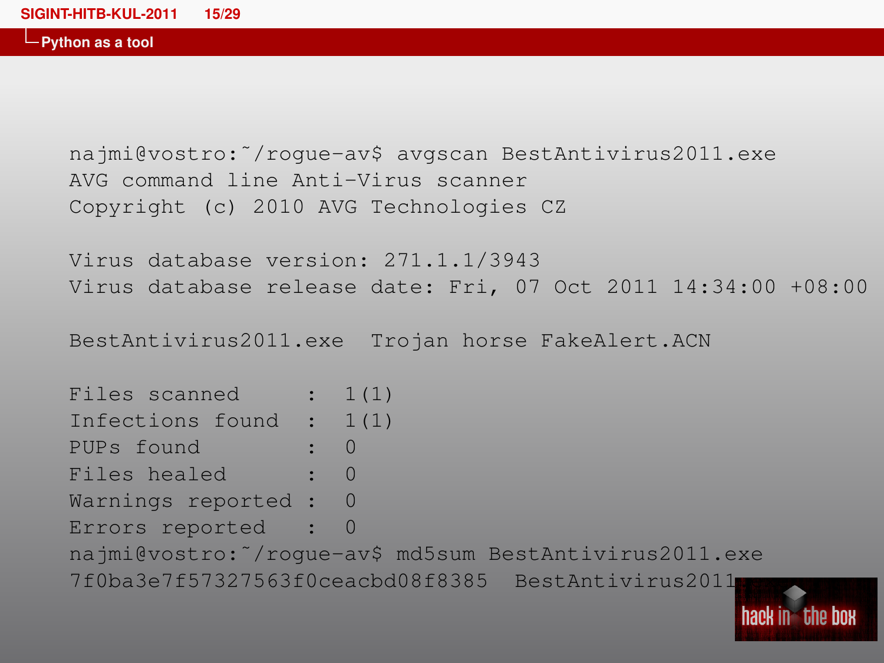## Python as a tool

```
najmi@vostro:~/rogue-av$ avgscan BestAntivirus2011.exe
AVG command line Anti-Virus scanner
Copyright (c) 2010 AVG Technologies CZ

Virus database version: 271.1.1/3943
Virus database release date: Fri, 07 Oct 2011 14:34:00 +08:00

BestAntivirus2011.exe  Trojan horse FakeAlert.ACN

Files scanned       :  1(1)
Infections found    :  1(1)
PUPs found          :  0
Files healed        :  0
Warnings reported   :  0
Errors reported     :  0
najmi@vostro:~/rogue-av$ md5sum BestAntivirus2011.exe
7f0ba3e7f57327563f0ceacbd08f8385  BestAntivirus2011
```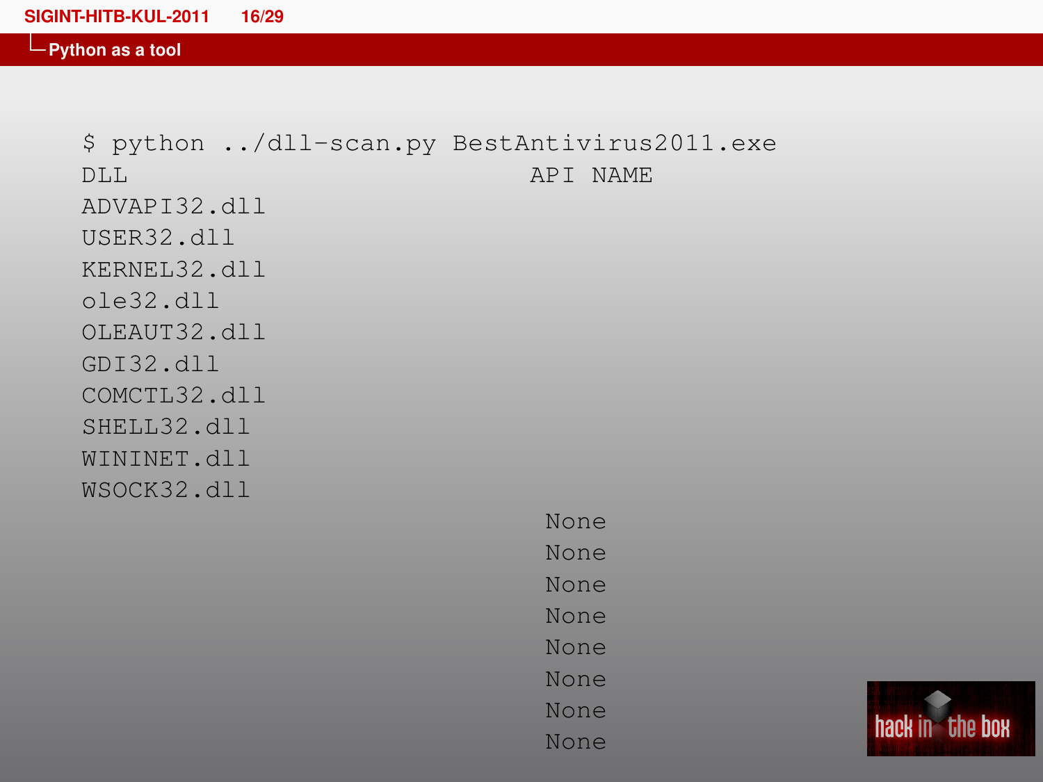## Python as a tool

```
$ python ../dll-scan.py BestAntivirus2011.exe
DLL                                API NAME
ADVAPI32.dll
USER32.dll
KERNEL32.dll
ole32.dll
OLEAUT32.dll
GDI32.dll
COMCTL32.dll
SHELL32.dll
WININET.dll
WSOCK32.dll
                                     None
                                     None
                                     None
                                     None
                                     None
                                     None
                                     None
                                     None
```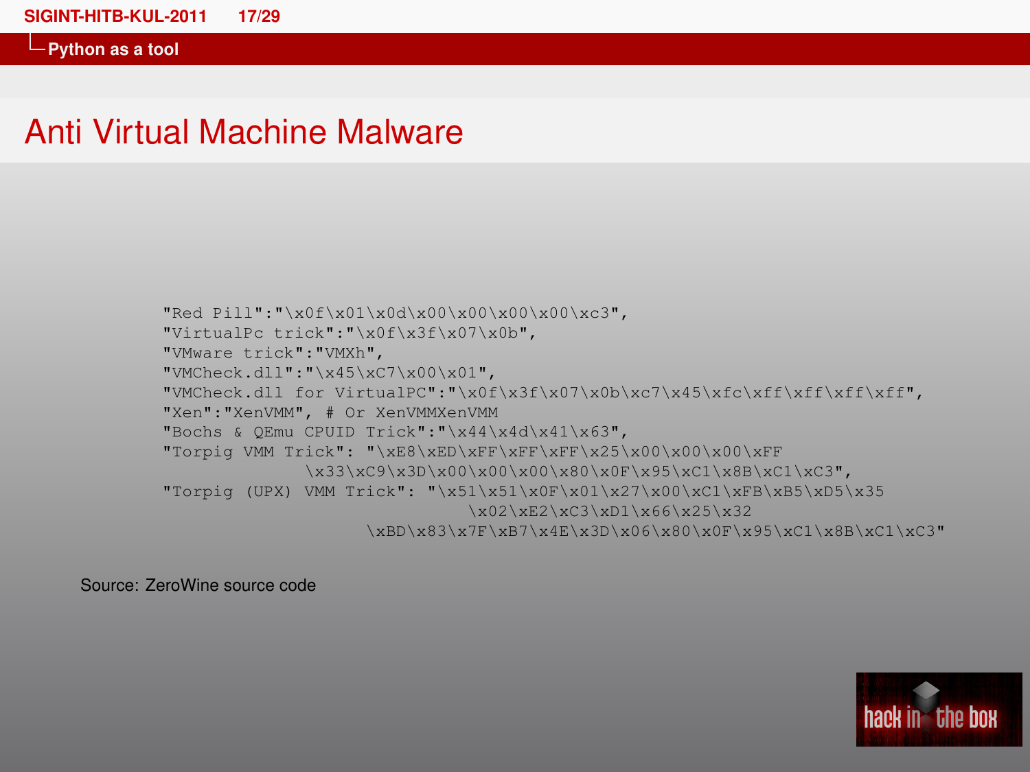# Anti Virtual Machine Malware

```
"Red Pill":"\x0f\x01\x0d\x00\x00\x00\x00\xc3",
"VirtualPc trick":"\x0f\x3f\x07\x0b",
"VMware trick":"VMXh",
"VMCheck.dll":"\x45\xC7\x00\x01",
"VMCheck.dll for VirtualPC":"\x0f\x3f\x07\x0b\xc7\x45\xfc\xff\xff\xff\xff",
"Xen":"XenVMM", # Or XenVMMXenVMM
"Bochs & QEmu CPUID Trick":"\x44\x4d\x41\x63",
"Torpig VMM Trick": "\xE8\xED\xFF\xFF\xFF\x25\x00\x00\x00\xFF
              \x33\xC9\x3D\x00\x00\x00\x80\x0F\x95\xC1\x8B\xC1\xC3",
"Torpig (UPX) VMM Trick": "\x51\x51\x0F\x01\x27\x00\xC1\xFB\xB5\xD5\x35
                      \x02\xE2\xC3\xD1\x66\x25\x32
            \xBD\x83\x7F\xB7\x4E\x3D\x06\x80\x0F\x95\xC1\x8B\xC1\xC3"
```

Source: ZeroWine source code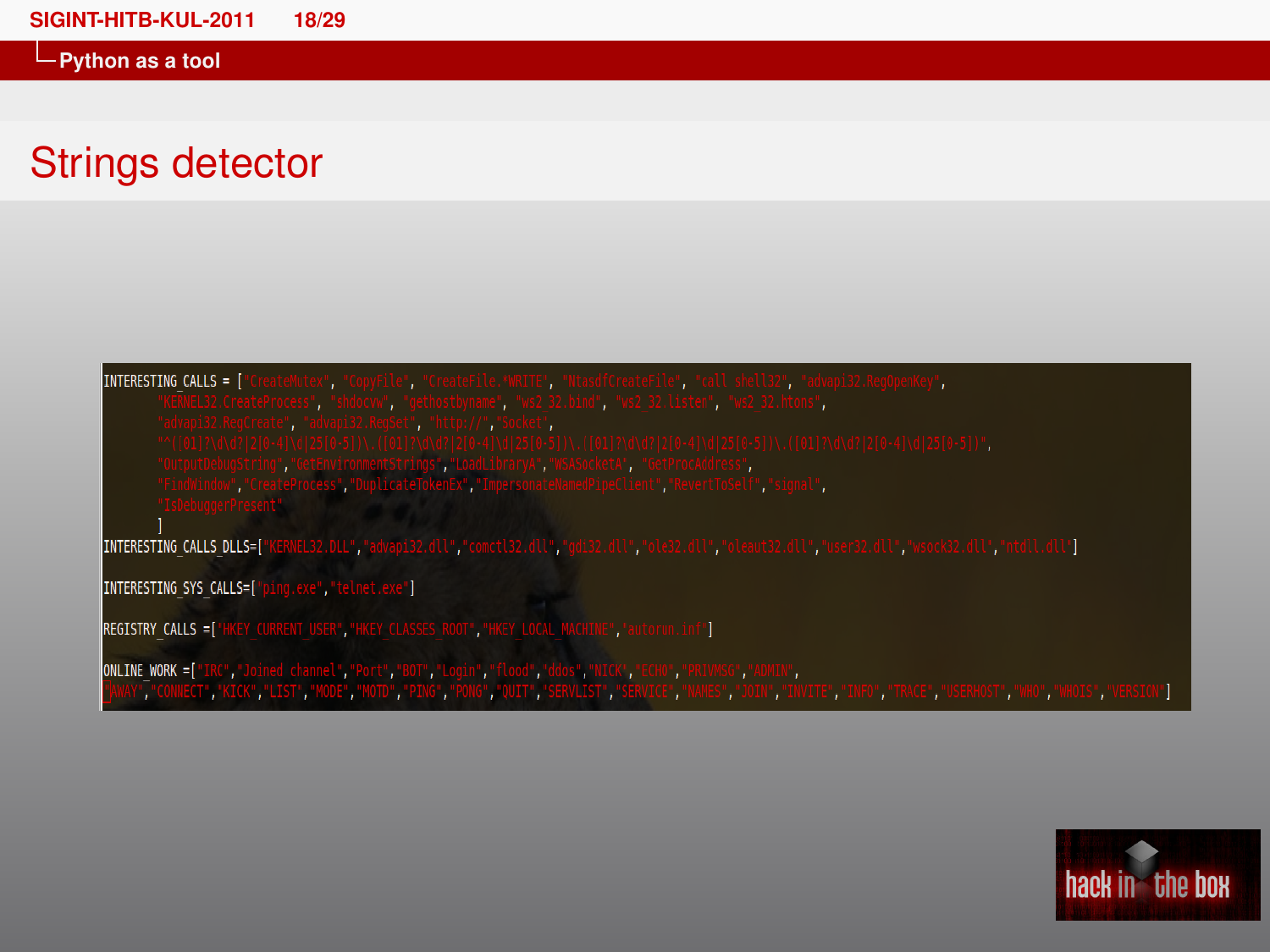# Python as a tool

## Strings detector

```
INTERESTING_CALLS = ["CreateMutex", "CopyFile", "CreateFile.*WRITE", "NtasdfCreateFile", "call shell32", "advapi32.RegOpenKey",
        "KERNEL32.CreateProcess", "shdocvw", "gethostbyname", "ws2_32.bind", "ws2_32.listen", "ws2_32.htons",
        "advapi32.RegCreate", "advapi32.RegSet", "http://","Socket",
        "^([01]?\d\d?|2[0-4]\d|25[0-5])\.([01]?\d\d?|2[0-4]\d|25[0-5])\.([01]?\d\d?|2[0-4]\d|25[0-5])\.([01]?\d\d?|2[0-4]\d|25[0-5])",
        "OutputDebugString","GetEnvironmentStrings","LoadLibraryA","WSASocketA", "GetProcAddress",
        "FindWindow","CreateProcess","DuplicateTokenEx","ImpersonateNamedPipeClient","RevertToSelf","signal",
        "IsDebuggerPresent"
        ]
INTERESTING_CALLS_DLLS=["KERNEL32.DLL","advapi32.dll","comctl32.dll","gdi32.dll","ole32.dll","oleaut32.dll","user32.dll","wsock32.dll","ntdll.dll"]

INTERESTING_SYS_CALLS=["ping.exe","telnet.exe"]

REGISTRY_CALLS =["HKEY_CURRENT_USER","HKEY_CLASSES_ROOT","HKEY_LOCAL_MACHINE","autorun.inf"]

ONLINE_WORK =["IRC","Joined channel","Port","BOT","Login","flood","ddos","NICK","ECHO","PRIVMSG","ADMIN",
"AWAY","CONNECT","KICK","LIST","MODE","MOTD","PING","PONG","QUIT","SERVLIST","SERVICE","NAMES","JOIN","INVITE","INFO","TRACE","USERHOST","WHO","WHOIS","VERSION"]
```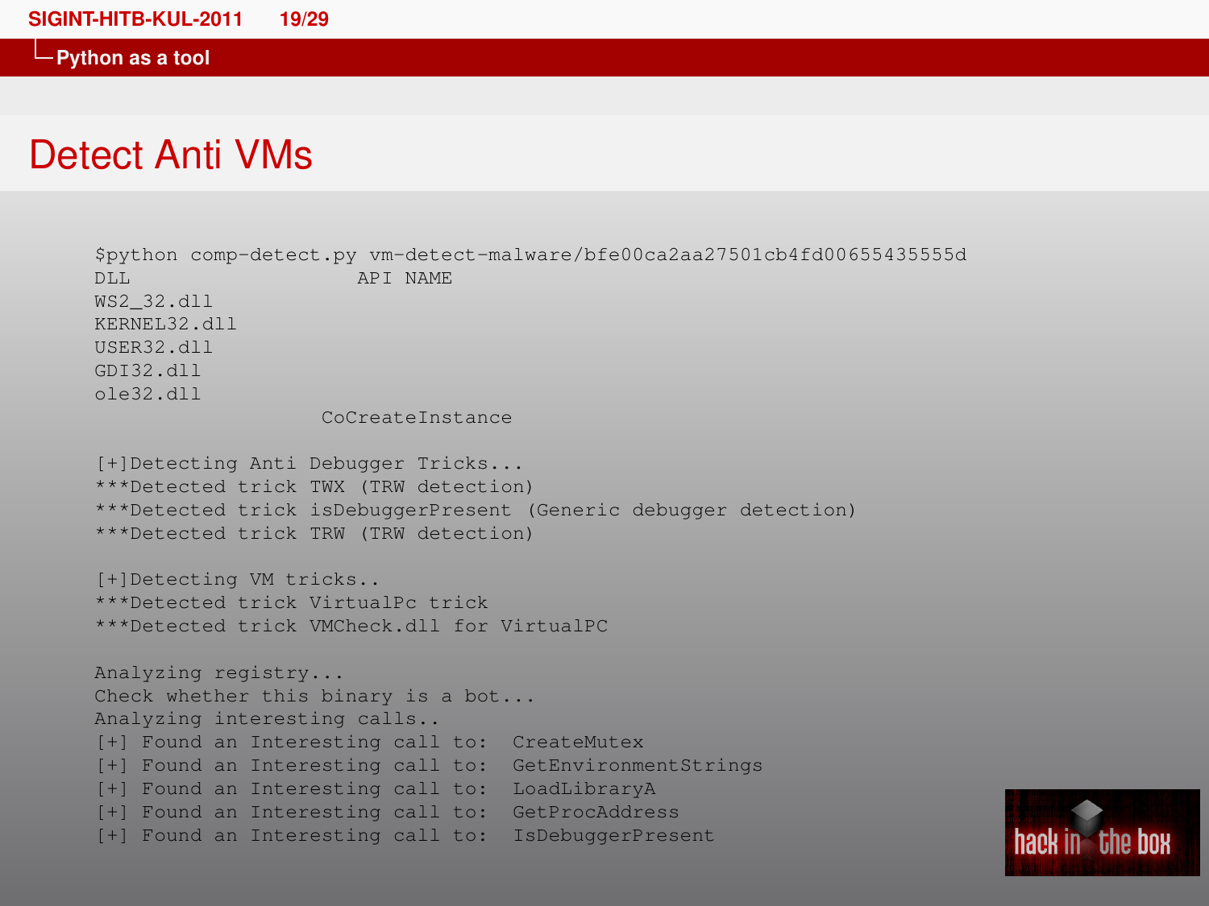## Python as a tool

# Detect Anti VMs

```
$python comp-detect.py vm-detect-malware/bfe00ca2aa27501cb4fd00655435555d
DLL                   API NAME
WS2_32.dll
KERNEL32.dll
USER32.dll
GDI32.dll
ole32.dll
                   CoCreateInstance

[+]Detecting Anti Debugger Tricks...
***Detected trick TWX (TRW detection)
***Detected trick isDebuggerPresent (Generic debugger detection)
***Detected trick TRW (TRW detection)

[+]Detecting VM tricks..
***Detected trick VirtualPc trick
***Detected trick VMCheck.dll for VirtualPC

Analyzing registry...
Check whether this binary is a bot...
Analyzing interesting calls..
[+] Found an Interesting call to:  CreateMutex
[+] Found an Interesting call to:  GetEnvironmentStrings
[+] Found an Interesting call to:  LoadLibraryA
[+] Found an Interesting call to:  GetProcAddress
[+] Found an Interesting call to:  IsDebuggerPresent
```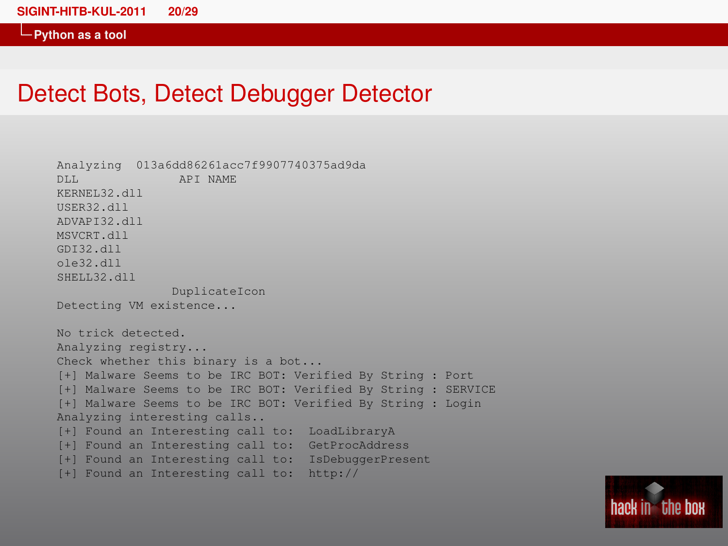# Detect Bots, Detect Debugger Detector

```
Analyzing  013a6dd86261acc7f9907740375ad9da
DLL                 API NAME
KERNEL32.dll
USER32.dll
ADVAPI32.dll
MSVCRT.dll
GDI32.dll
ole32.dll
SHELL32.dll
                DuplicateIcon
Detecting VM existence...

No trick detected.
Analyzing registry...
Check whether this binary is a bot...
[+] Malware Seems to be IRC BOT: Verified By String : Port
[+] Malware Seems to be IRC BOT: Verified By String : SERVICE
[+] Malware Seems to be IRC BOT: Verified By String : Login
Analyzing interesting calls..
[+] Found an Interesting call to:  LoadLibraryA
[+] Found an Interesting call to:  GetProcAddress
[+] Found an Interesting call to:  IsDebuggerPresent
[+] Found an Interesting call to:  http://
```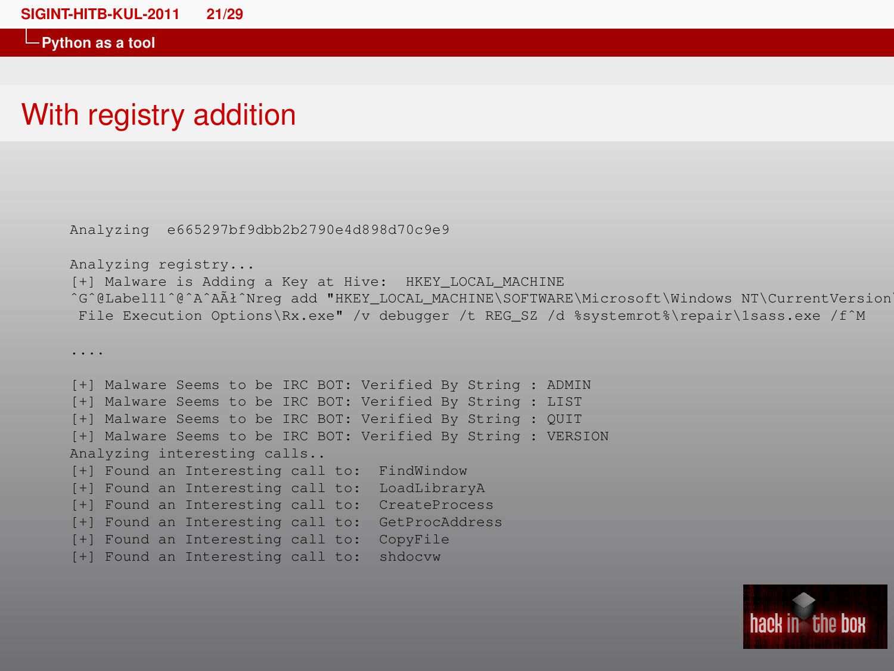## With registry addition

```
Analyzing  e665297bf9dbb2b2790e4d898d70c9e9

Analyzing registry...
[+] Malware is Adding a Key at Hive:  HKEY_LOCAL_MACHINE
^G^@Label11^@^A^AÃł^Nreg add "HKEY_LOCAL_MACHINE\SOFTWARE\Microsoft\Windows NT\CurrentVersion\
 File Execution Options\Rx.exe" /v debugger /t REG_SZ /d %systemrot%\repair\1sass.exe /f^M

....

[+] Malware Seems to be IRC BOT: Verified By String : ADMIN
[+] Malware Seems to be IRC BOT: Verified By String : LIST
[+] Malware Seems to be IRC BOT: Verified By String : QUIT
[+] Malware Seems to be IRC BOT: Verified By String : VERSION
Analyzing interesting calls..
[+] Found an Interesting call to:  FindWindow
[+] Found an Interesting call to:  LoadLibraryA
[+] Found an Interesting call to:  CreateProcess
[+] Found an Interesting call to:  GetProcAddress
[+] Found an Interesting call to:  CopyFile
[+] Found an Interesting call to:  shdocvw
```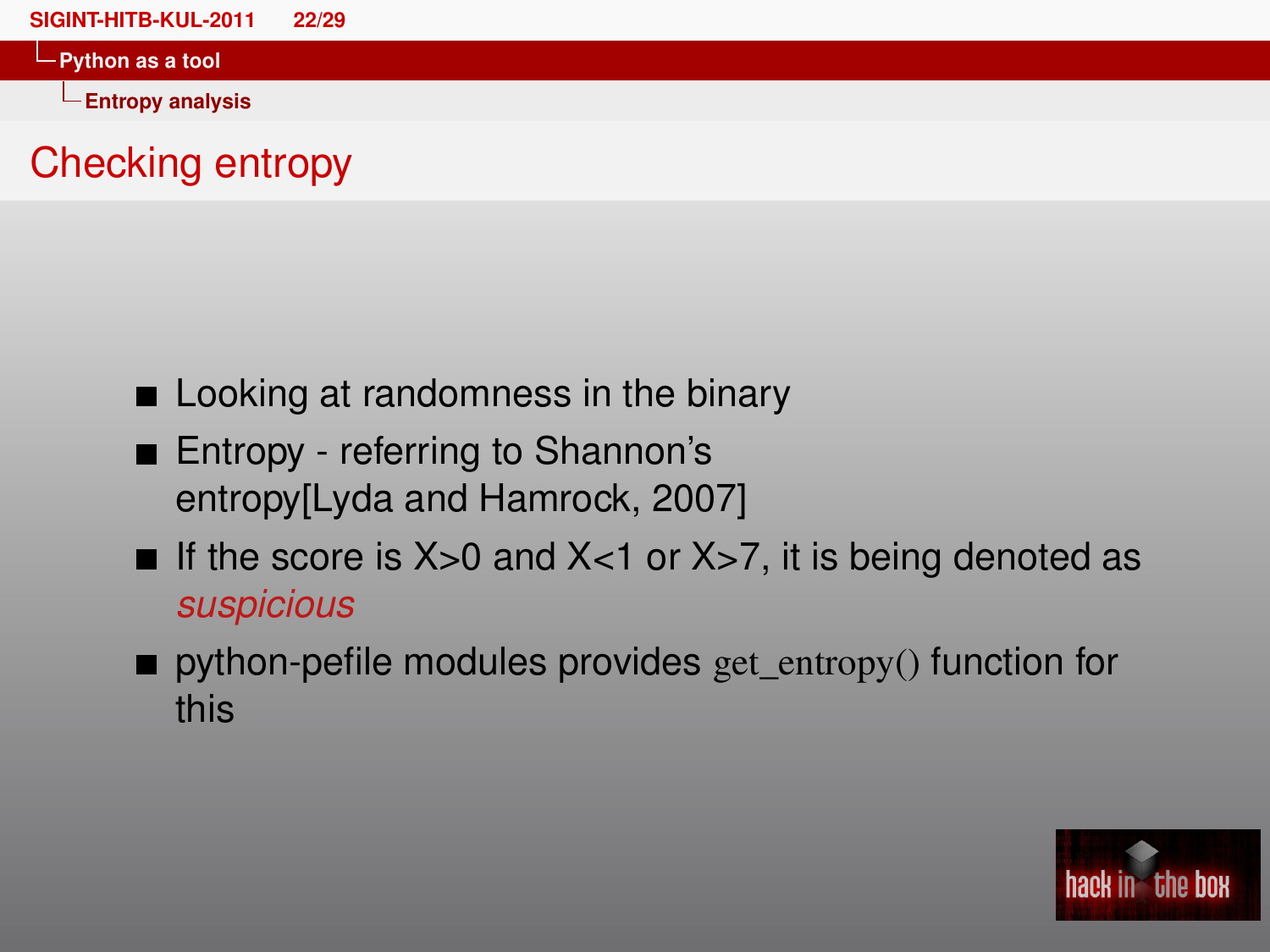# Checking entropy

- Looking at randomness in the binary
- Entropy - referring to Shannon's entropy[Lyda and Hamrock, 2007]
- If the score is X>0 and X<1 or X>7, it is being denoted as *suspicious*
- python-pefile modules provides `get_entropy()` function for this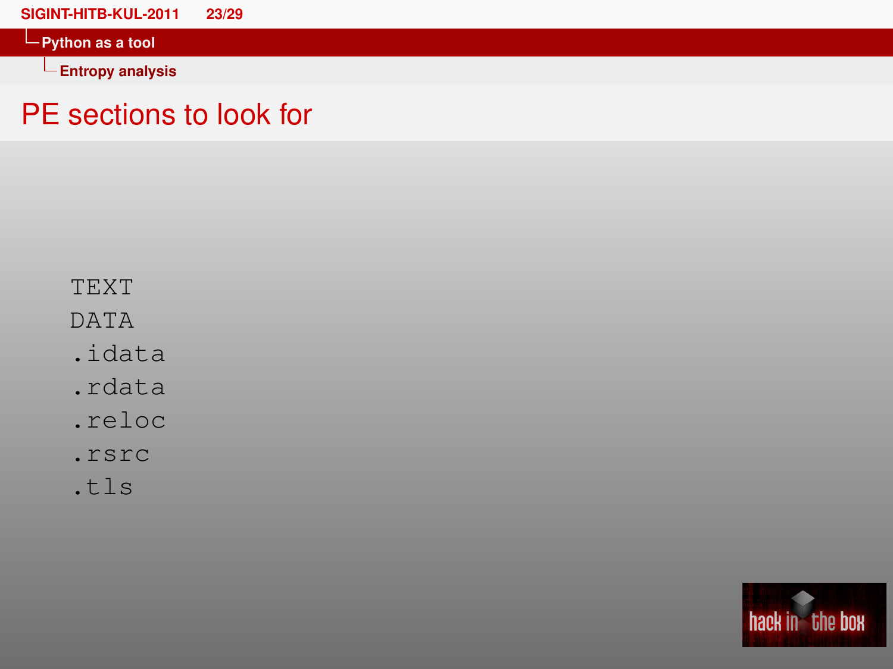# PE sections to look for

```
TEXT
DATA
.idata
.rdata
.reloc
.rsrc
.tls
```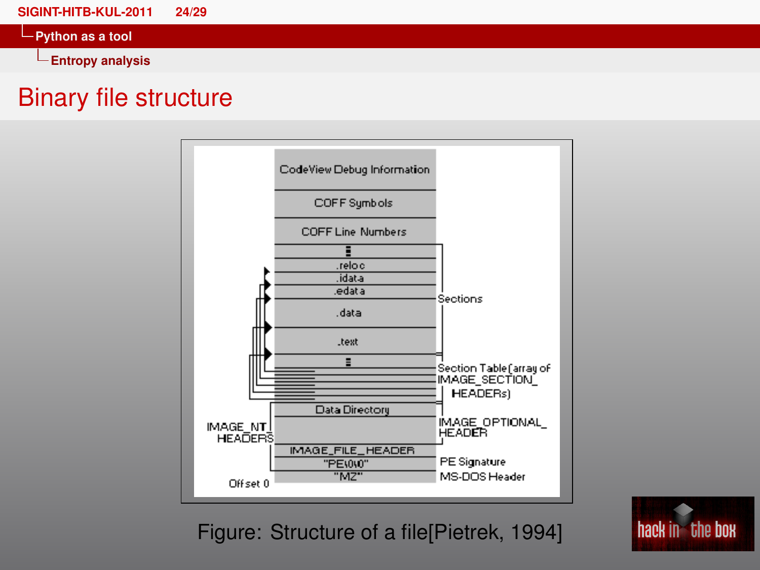# Binary file structure

Figure: Structure of a file[Pietrek, 1994]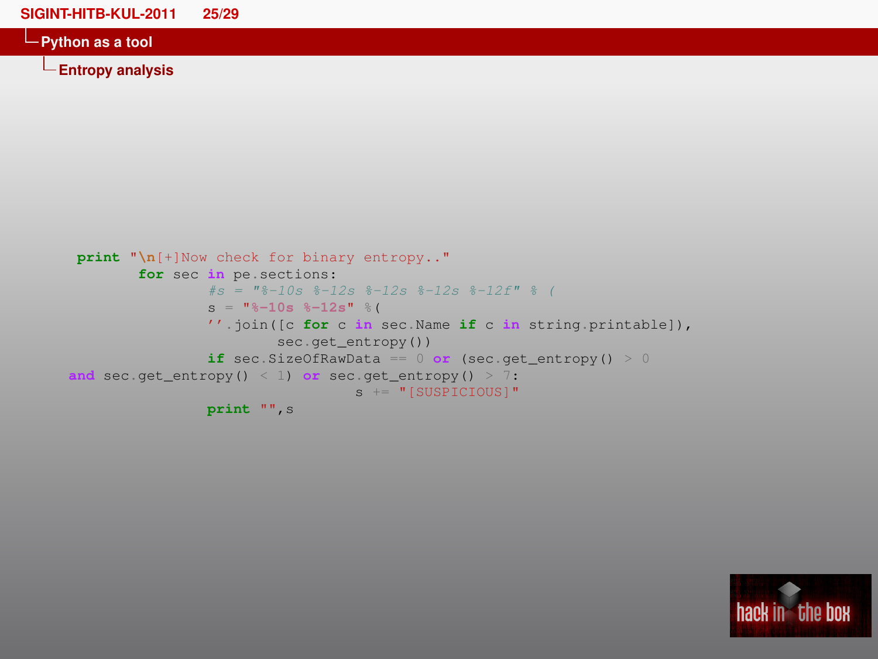## Python as a tool

### Entropy analysis

```
print "\n[+]Now check for binary entropy.."
        for sec in pe.sections:
                #s = "%-10s %-12s %-12s %-12s %-12f" % (
                s = "%-10s %-12s" %(
                ''.join([c for c in sec.Name if c in string.printable]),
                        sec.get_entropy())
                if sec.SizeOfRawData == 0 or (sec.get_entropy() > 0
and sec.get_entropy() < 1) or sec.get_entropy() > 7:
                                s += "[SUSPICIOUS]"
                print "",s
```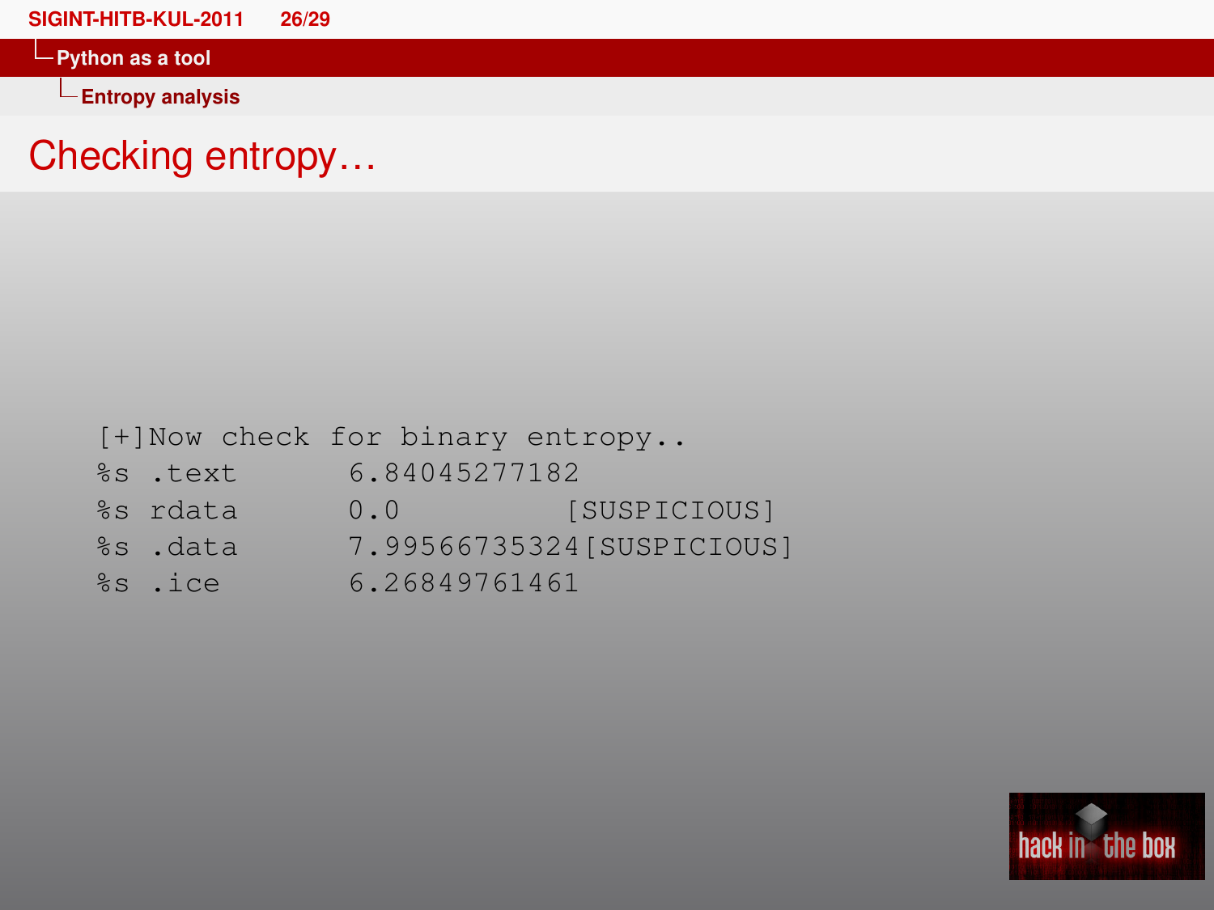# Checking entropy...

```
[+]Now check for binary entropy..
%s .text        6.84045277182
%s rdata        0.0            [SUSPICIOUS]
%s .data        7.99566735324[SUSPICIOUS]
%s .ice         6.26849761461
```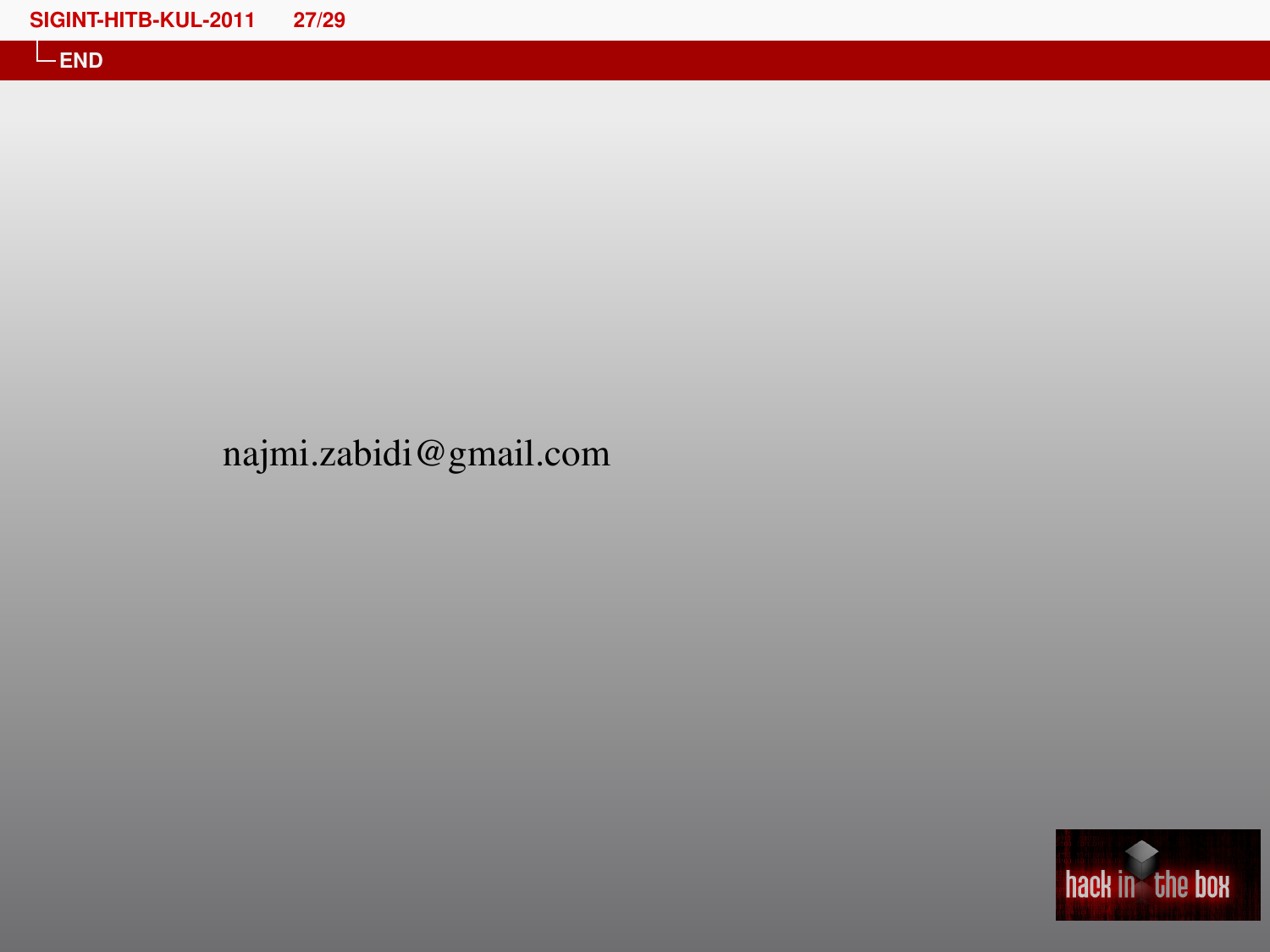## END

najmi.zabidi@gmail.com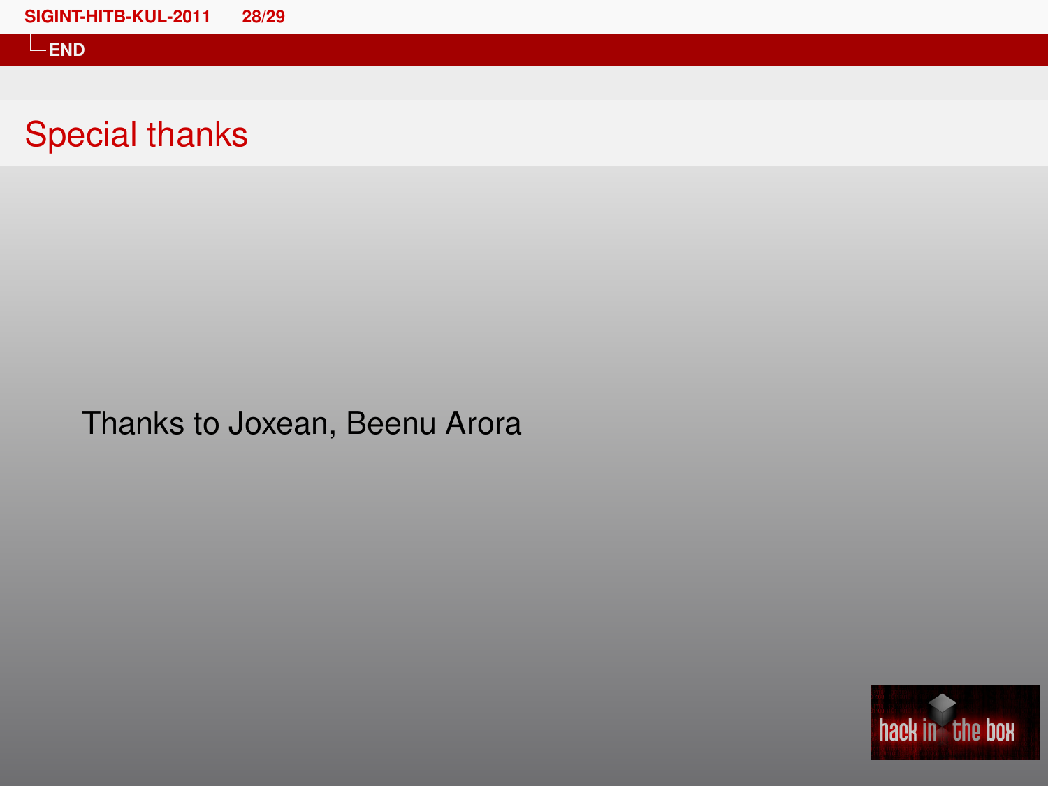## Special thanks

Thanks to Joxean, Beenu Arora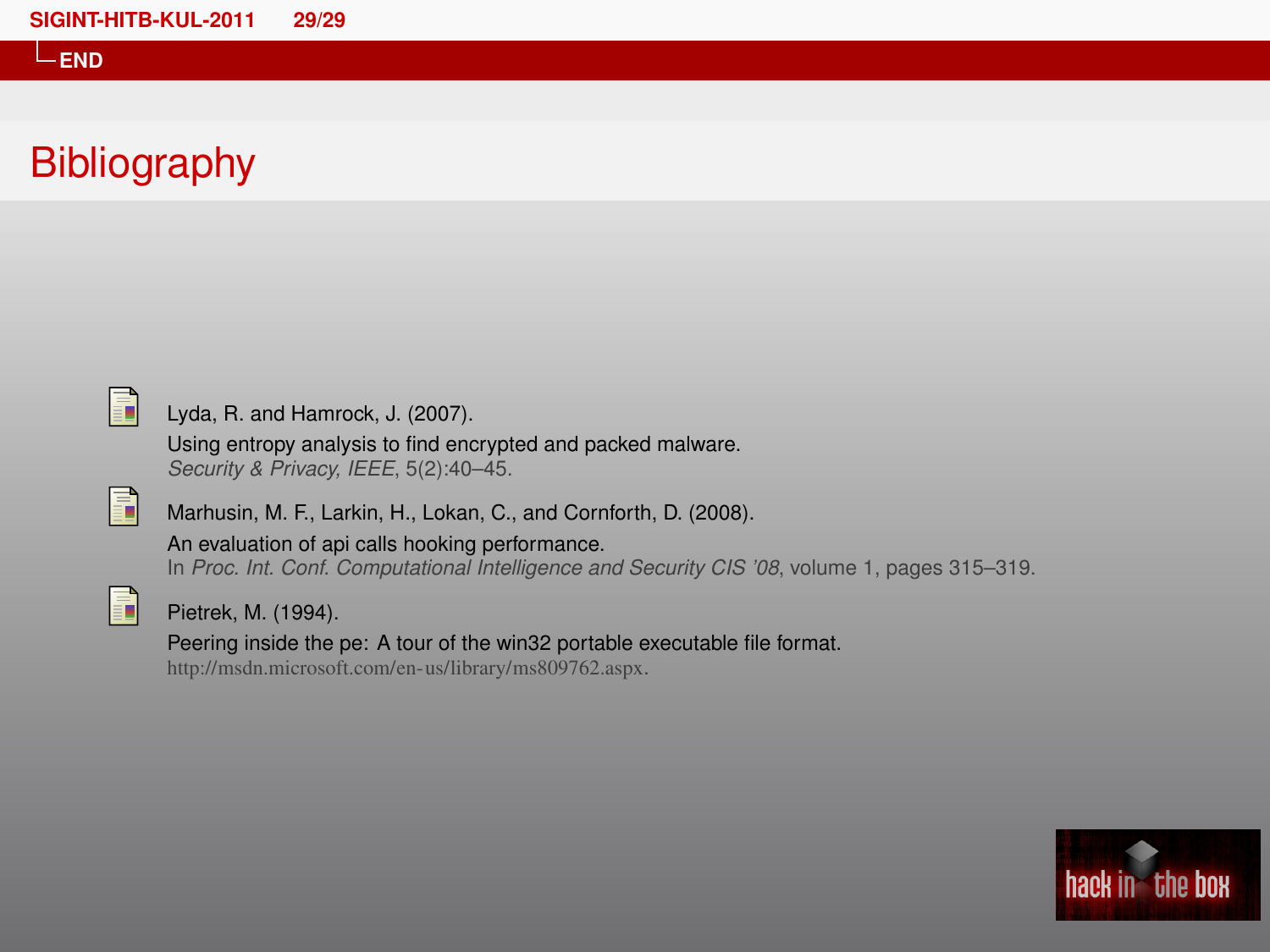# Bibliography

- Lyda, R. and Hamrock, J. (2007).
  Using entropy analysis to find encrypted and packed malware.
  *Security & Privacy, IEEE*, 5(2):40–45.

- Marhusin, M. F., Larkin, H., Lokan, C., and Cornforth, D. (2008).
  An evaluation of api calls hooking performance.
  In *Proc. Int. Conf. Computational Intelligence and Security CIS '08*, volume 1, pages 315–319.

- Pietrek, M. (1994).
  Peering inside the pe: A tour of the win32 portable executable file format.
  http://msdn.microsoft.com/en-us/library/ms809762.aspx.